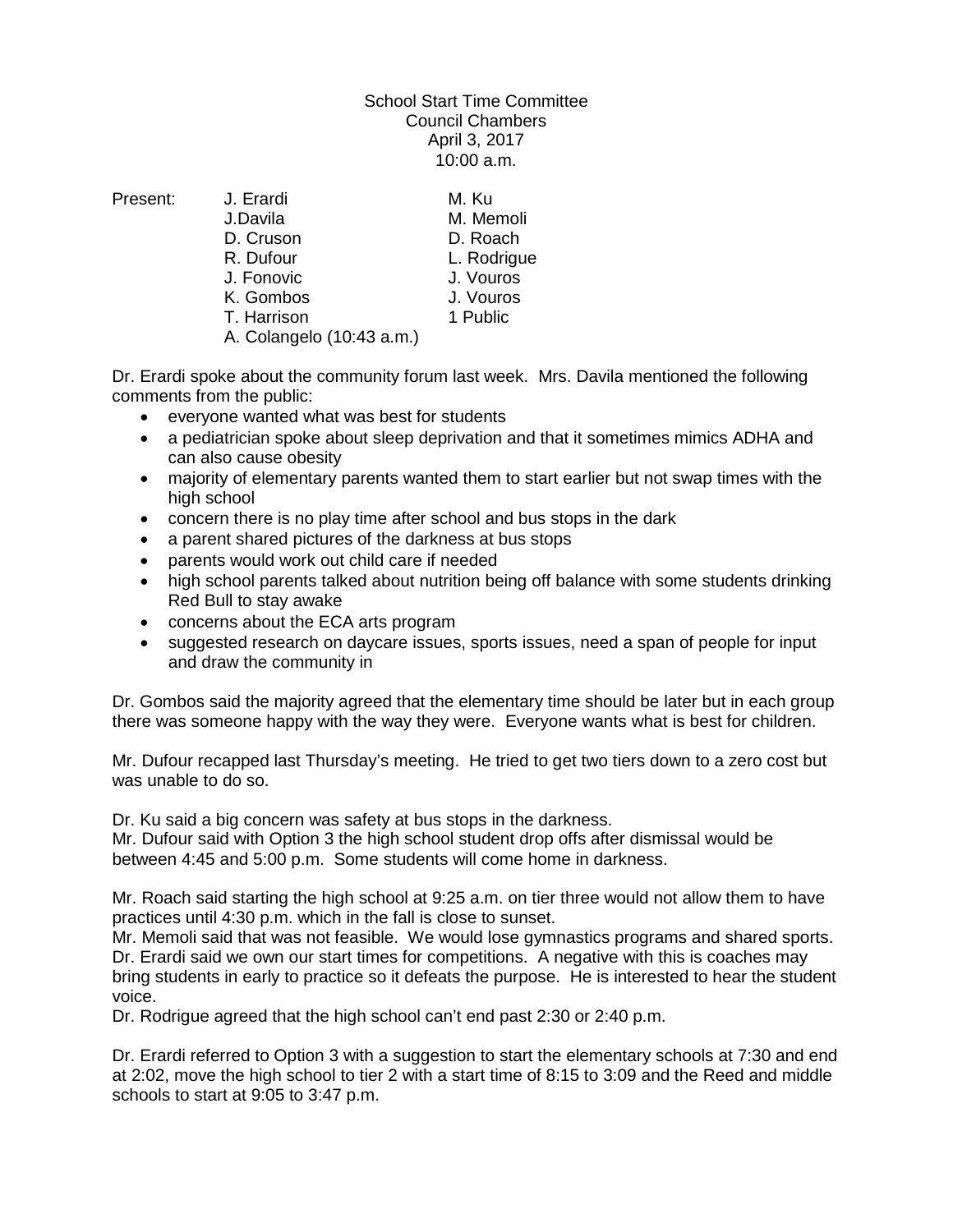School Start Time Committee
Council Chambers
April 3, 2017
10:00 a.m.

| Present: | | |
|---|---|---|
| | J. Erardi | M. Ku |
| | J.Davila | M. Memoli |
| | D. Cruson | D. Roach |
| | R. Dufour | L. Rodrigue |
| | J. Fonovic | J. Vouros |
| | K. Gombos | J. Vouros |
| | T. Harrison | 1 Public |
| | A. Colangelo (10:43 a.m.) | |

Dr. Erardi spoke about the community forum last week. Mrs. Davila mentioned the following comments from the public:

- everyone wanted what was best for students
- a pediatrician spoke about sleep deprivation and that it sometimes mimics ADHA and can also cause obesity
- majority of elementary parents wanted them to start earlier but not swap times with the high school
- concern there is no play time after school and bus stops in the dark
- a parent shared pictures of the darkness at bus stops
- parents would work out child care if needed
- high school parents talked about nutrition being off balance with some students drinking Red Bull to stay awake
- concerns about the ECA arts program
- suggested research on daycare issues, sports issues, need a span of people for input and draw the community in

Dr. Gombos said the majority agreed that the elementary time should be later but in each group there was someone happy with the way they were. Everyone wants what is best for children.

Mr. Dufour recapped last Thursday's meeting. He tried to get two tiers down to a zero cost but was unable to do so.

Dr. Ku said a big concern was safety at bus stops in the darkness.
Mr. Dufour said with Option 3 the high school student drop offs after dismissal would be between 4:45 and 5:00 p.m. Some students will come home in darkness.

Mr. Roach said starting the high school at 9:25 a.m. on tier three would not allow them to have practices until 4:30 p.m. which in the fall is close to sunset.
Mr. Memoli said that was not feasible. We would lose gymnastics programs and shared sports.
Dr. Erardi said we own our start times for competitions. A negative with this is coaches may bring students in early to practice so it defeats the purpose. He is interested to hear the student voice.
Dr. Rodrigue agreed that the high school can't end past 2:30 or 2:40 p.m.

Dr. Erardi referred to Option 3 with a suggestion to start the elementary schools at 7:30 and end at 2:02, move the high school to tier 2 with a start time of 8:15 to 3:09 and the Reed and middle schools to start at 9:05 to 3:47 p.m.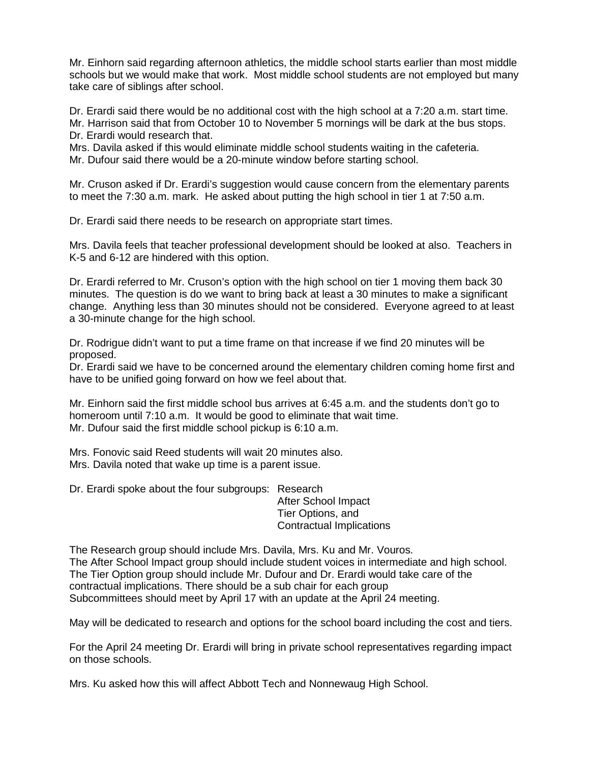Mr. Einhorn said regarding afternoon athletics, the middle school starts earlier than most middle schools but we would make that work. Most middle school students are not employed but many take care of siblings after school.

Dr. Erardi said there would be no additional cost with the high school at a 7:20 a.m. start time.
Mr. Harrison said that from October 10 to November 5 mornings will be dark at the bus stops.
Dr. Erardi would research that.
Mrs. Davila asked if this would eliminate middle school students waiting in the cafeteria.
Mr. Dufour said there would be a 20-minute window before starting school.

Mr. Cruson asked if Dr. Erardi's suggestion would cause concern from the elementary parents to meet the 7:30 a.m. mark. He asked about putting the high school in tier 1 at 7:50 a.m.

Dr. Erardi said there needs to be research on appropriate start times.

Mrs. Davila feels that teacher professional development should be looked at also. Teachers in K-5 and 6-12 are hindered with this option.

Dr. Erardi referred to Mr. Cruson's option with the high school on tier 1 moving them back 30 minutes. The question is do we want to bring back at least a 30 minutes to make a significant change. Anything less than 30 minutes should not be considered. Everyone agreed to at least a 30-minute change for the high school.

Dr. Rodrigue didn't want to put a time frame on that increase if we find 20 minutes will be proposed.
Dr. Erardi said we have to be concerned around the elementary children coming home first and have to be unified going forward on how we feel about that.

Mr. Einhorn said the first middle school bus arrives at 6:45 a.m. and the students don't go to homeroom until 7:10 a.m. It would be good to eliminate that wait time.
Mr. Dufour said the first middle school pickup is 6:10 a.m.

Mrs. Fonovic said Reed students will wait 20 minutes also.
Mrs. Davila noted that wake up time is a parent issue.

Dr. Erardi spoke about the four subgroups: Research
After School Impact
Tier Options, and
Contractual Implications

The Research group should include Mrs. Davila, Mrs. Ku and Mr. Vouros.
The After School Impact group should include student voices in intermediate and high school.
The Tier Option group should include Mr. Dufour and Dr. Erardi would take care of the contractual implications. There should be a sub chair for each group
Subcommittees should meet by April 17 with an update at the April 24 meeting.

May will be dedicated to research and options for the school board including the cost and tiers.

For the April 24 meeting Dr. Erardi will bring in private school representatives regarding impact on those schools.

Mrs. Ku asked how this will affect Abbott Tech and Nonnewaug High School.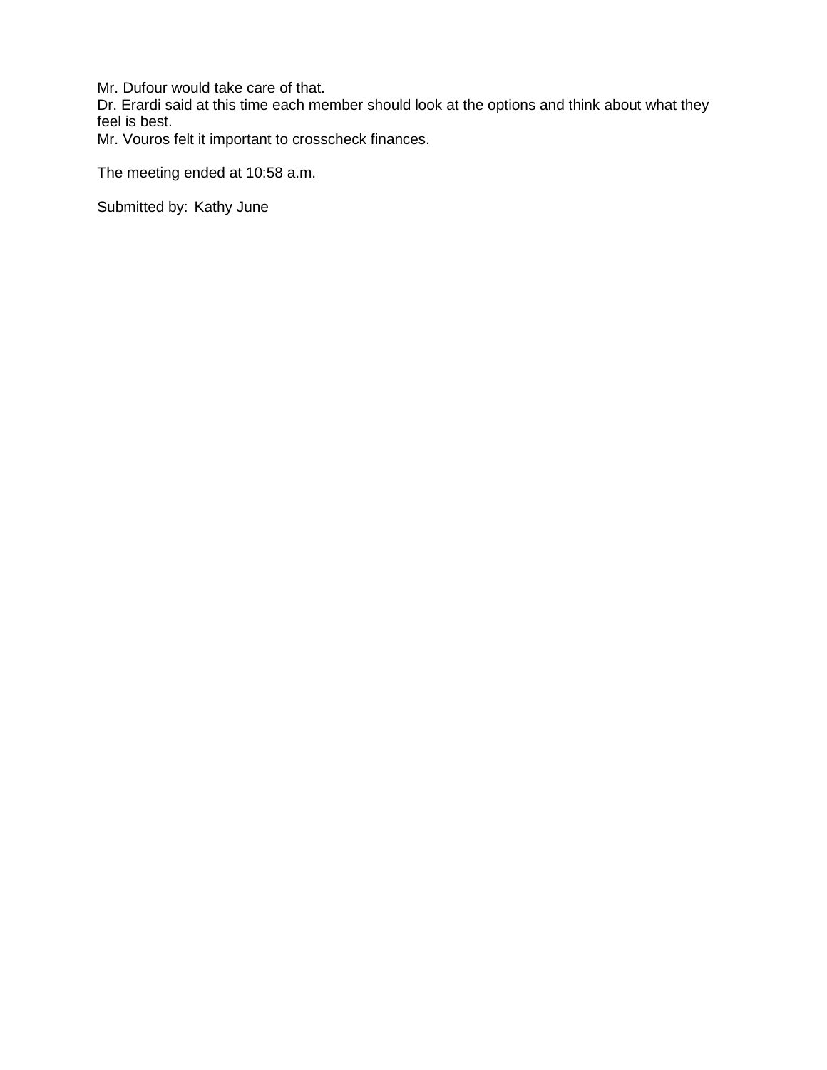Mr. Dufour would take care of that.
Dr. Erardi said at this time each member should look at the options and think about what they feel is best.
Mr. Vouros felt it important to crosscheck finances.

The meeting ended at 10:58 a.m.

Submitted by: Kathy June